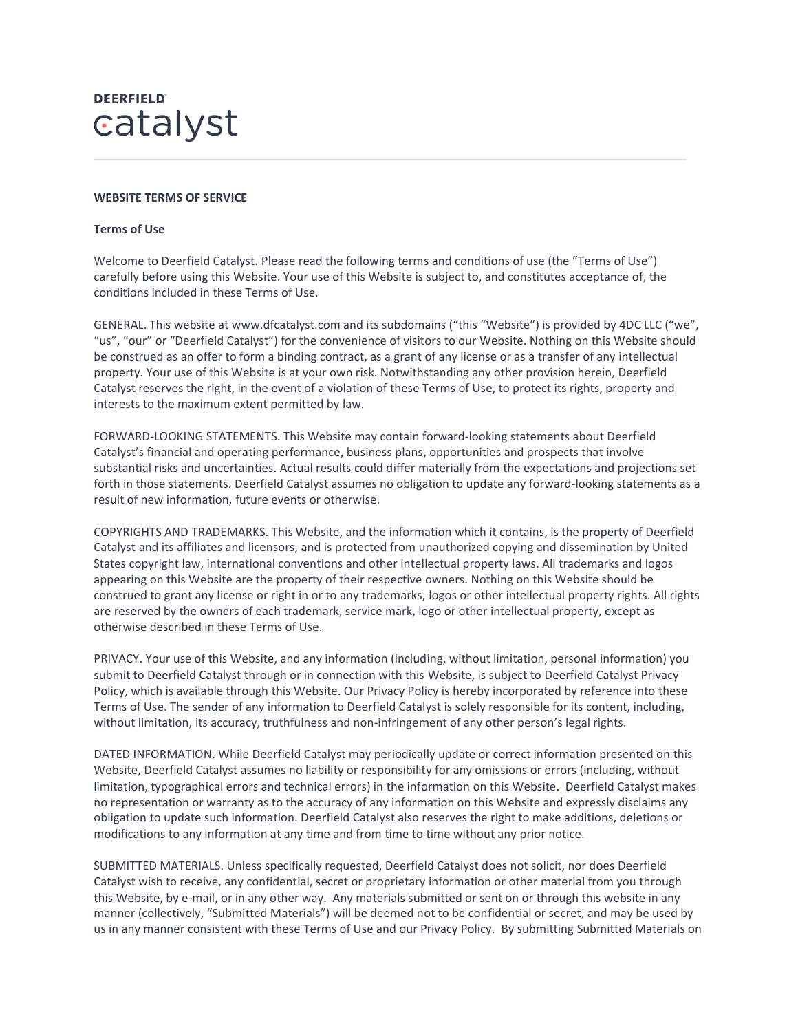**DEERFIELD**
**catalyst**

**WEBSITE TERMS OF SERVICE**

**Terms of Use**

Welcome to Deerfield Catalyst. Please read the following terms and conditions of use (the "Terms of Use") carefully before using this Website. Your use of this Website is subject to, and constitutes acceptance of, the conditions included in these Terms of Use.

GENERAL. This website at www.dfcatalyst.com and its subdomains ("this "Website") is provided by 4DC LLC ("we", "us", "our" or "Deerfield Catalyst") for the convenience of visitors to our Website. Nothing on this Website should be construed as an offer to form a binding contract, as a grant of any license or as a transfer of any intellectual property. Your use of this Website is at your own risk. Notwithstanding any other provision herein, Deerfield Catalyst reserves the right, in the event of a violation of these Terms of Use, to protect its rights, property and interests to the maximum extent permitted by law.

FORWARD-LOOKING STATEMENTS. This Website may contain forward-looking statements about Deerfield Catalyst's financial and operating performance, business plans, opportunities and prospects that involve substantial risks and uncertainties. Actual results could differ materially from the expectations and projections set forth in those statements. Deerfield Catalyst assumes no obligation to update any forward-looking statements as a result of new information, future events or otherwise.

COPYRIGHTS AND TRADEMARKS. This Website, and the information which it contains, is the property of Deerfield Catalyst and its affiliates and licensors, and is protected from unauthorized copying and dissemination by United States copyright law, international conventions and other intellectual property laws. All trademarks and logos appearing on this Website are the property of their respective owners. Nothing on this Website should be construed to grant any license or right in or to any trademarks, logos or other intellectual property rights. All rights are reserved by the owners of each trademark, service mark, logo or other intellectual property, except as otherwise described in these Terms of Use.

PRIVACY. Your use of this Website, and any information (including, without limitation, personal information) you submit to Deerfield Catalyst through or in connection with this Website, is subject to Deerfield Catalyst Privacy Policy, which is available through this Website. Our Privacy Policy is hereby incorporated by reference into these Terms of Use. The sender of any information to Deerfield Catalyst is solely responsible for its content, including, without limitation, its accuracy, truthfulness and non-infringement of any other person's legal rights.

DATED INFORMATION. While Deerfield Catalyst may periodically update or correct information presented on this Website, Deerfield Catalyst assumes no liability or responsibility for any omissions or errors (including, without limitation, typographical errors and technical errors) in the information on this Website. Deerfield Catalyst makes no representation or warranty as to the accuracy of any information on this Website and expressly disclaims any obligation to update such information. Deerfield Catalyst also reserves the right to make additions, deletions or modifications to any information at any time and from time to time without any prior notice.

SUBMITTED MATERIALS. Unless specifically requested, Deerfield Catalyst does not solicit, nor does Deerfield Catalyst wish to receive, any confidential, secret or proprietary information or other material from you through this Website, by e-mail, or in any other way. Any materials submitted or sent on or through this website in any manner (collectively, "Submitted Materials") will be deemed not to be confidential or secret, and may be used by us in any manner consistent with these Terms of Use and our Privacy Policy. By submitting Submitted Materials on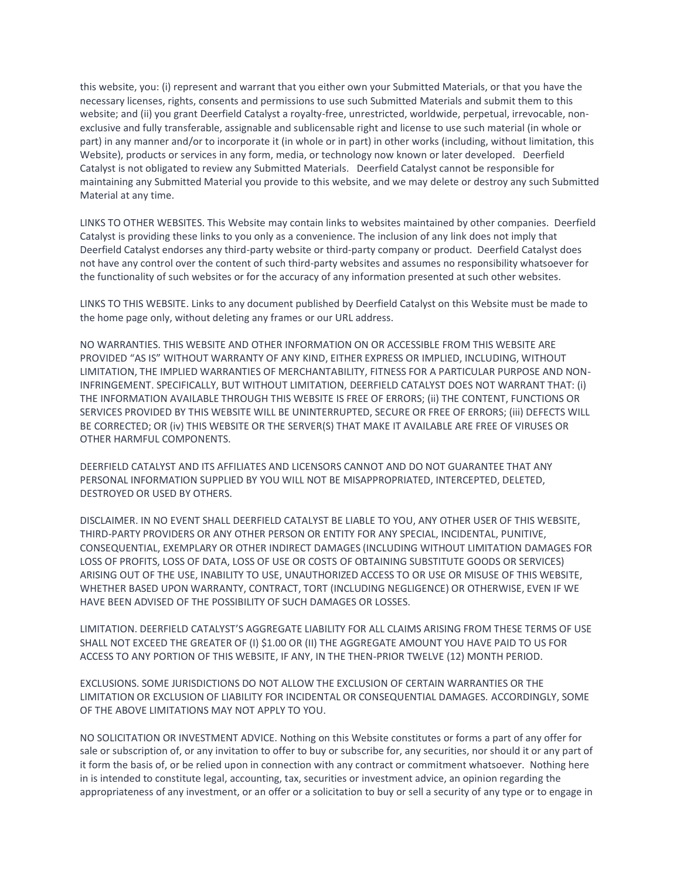this website, you: (i) represent and warrant that you either own your Submitted Materials, or that you have the necessary licenses, rights, consents and permissions to use such Submitted Materials and submit them to this website; and (ii) you grant Deerfield Catalyst a royalty-free, unrestricted, worldwide, perpetual, irrevocable, non-exclusive and fully transferable, assignable and sublicensable right and license to use such material (in whole or part) in any manner and/or to incorporate it (in whole or in part) in other works (including, without limitation, this Website), products or services in any form, media, or technology now known or later developed. Deerfield Catalyst is not obligated to review any Submitted Materials. Deerfield Catalyst cannot be responsible for maintaining any Submitted Material you provide to this website, and we may delete or destroy any such Submitted Material at any time.

LINKS TO OTHER WEBSITES. This Website may contain links to websites maintained by other companies. Deerfield Catalyst is providing these links to you only as a convenience. The inclusion of any link does not imply that Deerfield Catalyst endorses any third-party website or third-party company or product. Deerfield Catalyst does not have any control over the content of such third-party websites and assumes no responsibility whatsoever for the functionality of such websites or for the accuracy of any information presented at such other websites.

LINKS TO THIS WEBSITE. Links to any document published by Deerfield Catalyst on this Website must be made to the home page only, without deleting any frames or our URL address.

NO WARRANTIES. THIS WEBSITE AND OTHER INFORMATION ON OR ACCESSIBLE FROM THIS WEBSITE ARE PROVIDED "AS IS" WITHOUT WARRANTY OF ANY KIND, EITHER EXPRESS OR IMPLIED, INCLUDING, WITHOUT LIMITATION, THE IMPLIED WARRANTIES OF MERCHANTABILITY, FITNESS FOR A PARTICULAR PURPOSE AND NON-INFRINGEMENT. SPECIFICALLY, BUT WITHOUT LIMITATION, DEERFIELD CATALYST DOES NOT WARRANT THAT: (i) THE INFORMATION AVAILABLE THROUGH THIS WEBSITE IS FREE OF ERRORS; (ii) THE CONTENT, FUNCTIONS OR SERVICES PROVIDED BY THIS WEBSITE WILL BE UNINTERRUPTED, SECURE OR FREE OF ERRORS; (iii) DEFECTS WILL BE CORRECTED; OR (iv) THIS WEBSITE OR THE SERVER(S) THAT MAKE IT AVAILABLE ARE FREE OF VIRUSES OR OTHER HARMFUL COMPONENTS.

DEERFIELD CATALYST AND ITS AFFILIATES AND LICENSORS CANNOT AND DO NOT GUARANTEE THAT ANY PERSONAL INFORMATION SUPPLIED BY YOU WILL NOT BE MISAPPROPRIATED, INTERCEPTED, DELETED, DESTROYED OR USED BY OTHERS.

DISCLAIMER. IN NO EVENT SHALL DEERFIELD CATALYST BE LIABLE TO YOU, ANY OTHER USER OF THIS WEBSITE, THIRD-PARTY PROVIDERS OR ANY OTHER PERSON OR ENTITY FOR ANY SPECIAL, INCIDENTAL, PUNITIVE, CONSEQUENTIAL, EXEMPLARY OR OTHER INDIRECT DAMAGES (INCLUDING WITHOUT LIMITATION DAMAGES FOR LOSS OF PROFITS, LOSS OF DATA, LOSS OF USE OR COSTS OF OBTAINING SUBSTITUTE GOODS OR SERVICES) ARISING OUT OF THE USE, INABILITY TO USE, UNAUTHORIZED ACCESS TO OR USE OR MISUSE OF THIS WEBSITE, WHETHER BASED UPON WARRANTY, CONTRACT, TORT (INCLUDING NEGLIGENCE) OR OTHERWISE, EVEN IF WE HAVE BEEN ADVISED OF THE POSSIBILITY OF SUCH DAMAGES OR LOSSES.

LIMITATION. DEERFIELD CATALYST'S AGGREGATE LIABILITY FOR ALL CLAIMS ARISING FROM THESE TERMS OF USE SHALL NOT EXCEED THE GREATER OF (I) $1.00 OR (II) THE AGGREGATE AMOUNT YOU HAVE PAID TO US FOR ACCESS TO ANY PORTION OF THIS WEBSITE, IF ANY, IN THE THEN-PRIOR TWELVE (12) MONTH PERIOD.

EXCLUSIONS. SOME JURISDICTIONS DO NOT ALLOW THE EXCLUSION OF CERTAIN WARRANTIES OR THE LIMITATION OR EXCLUSION OF LIABILITY FOR INCIDENTAL OR CONSEQUENTIAL DAMAGES. ACCORDINGLY, SOME OF THE ABOVE LIMITATIONS MAY NOT APPLY TO YOU.

NO SOLICITATION OR INVESTMENT ADVICE. Nothing on this Website constitutes or forms a part of any offer for sale or subscription of, or any invitation to offer to buy or subscribe for, any securities, nor should it or any part of it form the basis of, or be relied upon in connection with any contract or commitment whatsoever. Nothing here in is intended to constitute legal, accounting, tax, securities or investment advice, an opinion regarding the appropriateness of any investment, or an offer or a solicitation to buy or sell a security of any type or to engage in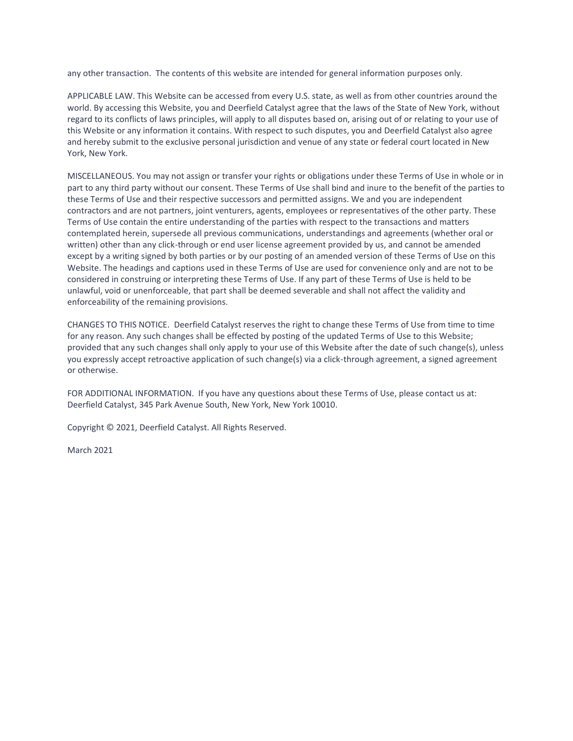any other transaction. The contents of this website are intended for general information purposes only.

APPLICABLE LAW. This Website can be accessed from every U.S. state, as well as from other countries around the world. By accessing this Website, you and Deerfield Catalyst agree that the laws of the State of New York, without regard to its conflicts of laws principles, will apply to all disputes based on, arising out of or relating to your use of this Website or any information it contains. With respect to such disputes, you and Deerfield Catalyst also agree and hereby submit to the exclusive personal jurisdiction and venue of any state or federal court located in New York, New York.

MISCELLANEOUS. You may not assign or transfer your rights or obligations under these Terms of Use in whole or in part to any third party without our consent. These Terms of Use shall bind and inure to the benefit of the parties to these Terms of Use and their respective successors and permitted assigns. We and you are independent contractors and are not partners, joint venturers, agents, employees or representatives of the other party. These Terms of Use contain the entire understanding of the parties with respect to the transactions and matters contemplated herein, supersede all previous communications, understandings and agreements (whether oral or written) other than any click-through or end user license agreement provided by us, and cannot be amended except by a writing signed by both parties or by our posting of an amended version of these Terms of Use on this Website. The headings and captions used in these Terms of Use are used for convenience only and are not to be considered in construing or interpreting these Terms of Use. If any part of these Terms of Use is held to be unlawful, void or unenforceable, that part shall be deemed severable and shall not affect the validity and enforceability of the remaining provisions.

CHANGES TO THIS NOTICE. Deerfield Catalyst reserves the right to change these Terms of Use from time to time for any reason. Any such changes shall be effected by posting of the updated Terms of Use to this Website; provided that any such changes shall only apply to your use of this Website after the date of such change(s), unless you expressly accept retroactive application of such change(s) via a click-through agreement, a signed agreement or otherwise.

FOR ADDITIONAL INFORMATION. If you have any questions about these Terms of Use, please contact us at: Deerfield Catalyst, 345 Park Avenue South, New York, New York 10010.

Copyright © 2021, Deerfield Catalyst. All Rights Reserved.

March 2021